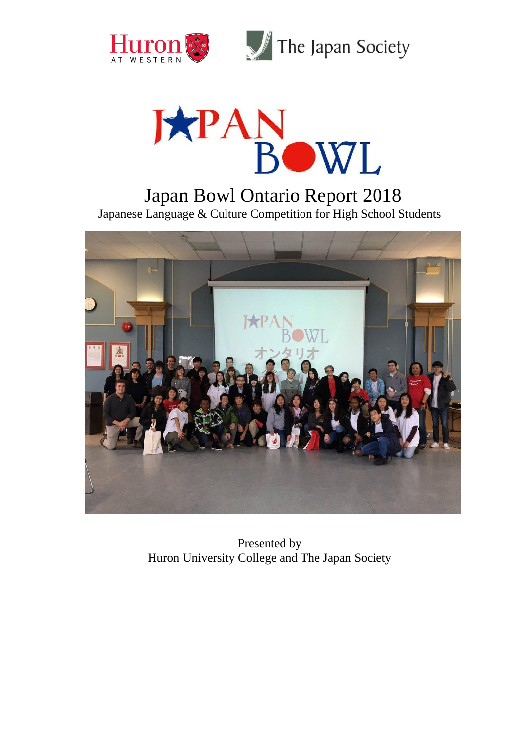# Japan Bowl Ontario Report 2018

Japanese Language & Culture Competition for High School Students

Presented by
Huron University College and The Japan Society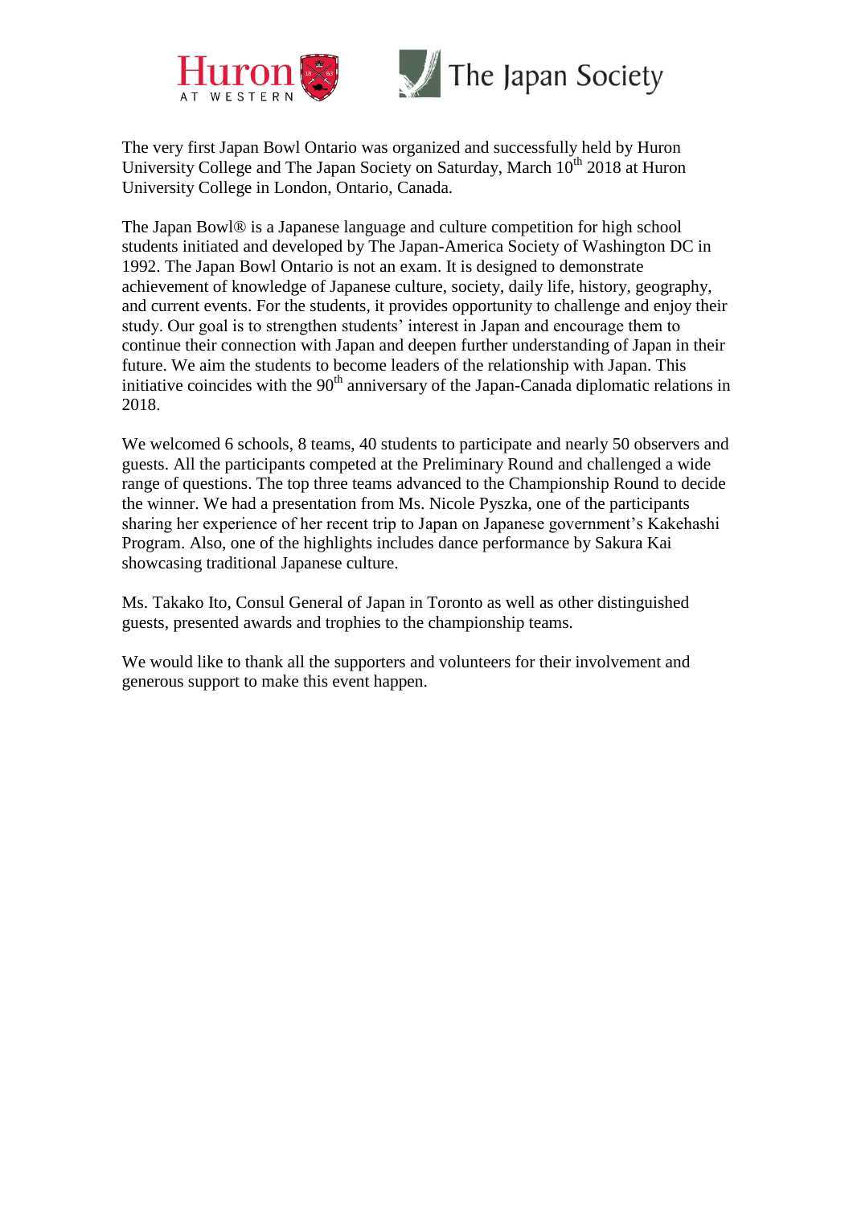The very first Japan Bowl Ontario was organized and successfully held by Huron University College and The Japan Society on Saturday, March 10th 2018 at Huron University College in London, Ontario, Canada.

The Japan Bowl® is a Japanese language and culture competition for high school students initiated and developed by The Japan-America Society of Washington DC in 1992. The Japan Bowl Ontario is not an exam. It is designed to demonstrate achievement of knowledge of Japanese culture, society, daily life, history, geography, and current events. For the students, it provides opportunity to challenge and enjoy their study. Our goal is to strengthen students' interest in Japan and encourage them to continue their connection with Japan and deepen further understanding of Japan in their future. We aim the students to become leaders of the relationship with Japan. This initiative coincides with the 90th anniversary of the Japan-Canada diplomatic relations in 2018.

We welcomed 6 schools, 8 teams, 40 students to participate and nearly 50 observers and guests. All the participants competed at the Preliminary Round and challenged a wide range of questions. The top three teams advanced to the Championship Round to decide the winner. We had a presentation from Ms. Nicole Pyszka, one of the participants sharing her experience of her recent trip to Japan on Japanese government's Kakehashi Program. Also, one of the highlights includes dance performance by Sakura Kai showcasing traditional Japanese culture.

Ms. Takako Ito, Consul General of Japan in Toronto as well as other distinguished guests, presented awards and trophies to the championship teams.

We would like to thank all the supporters and volunteers for their involvement and generous support to make this event happen.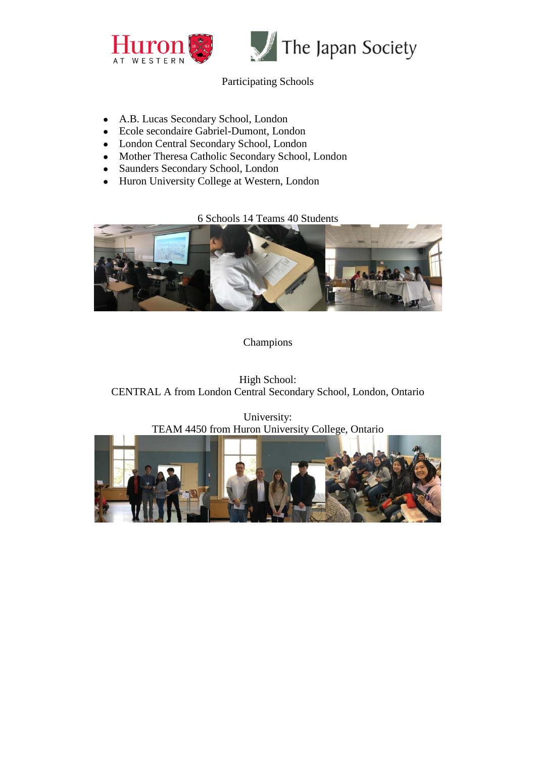Participating Schools

- A.B. Lucas Secondary School, London
- Ecole secondaire Gabriel-Dumont, London
- London Central Secondary School, London
- Mother Theresa Catholic Secondary School, London
- Saunders Secondary School, London
- Huron University College at Western, London

6 Schools 14 Teams 40 Students

Champions

High School:
CENTRAL A from London Central Secondary School, London, Ontario

University:
TEAM 4450 from Huron University College, Ontario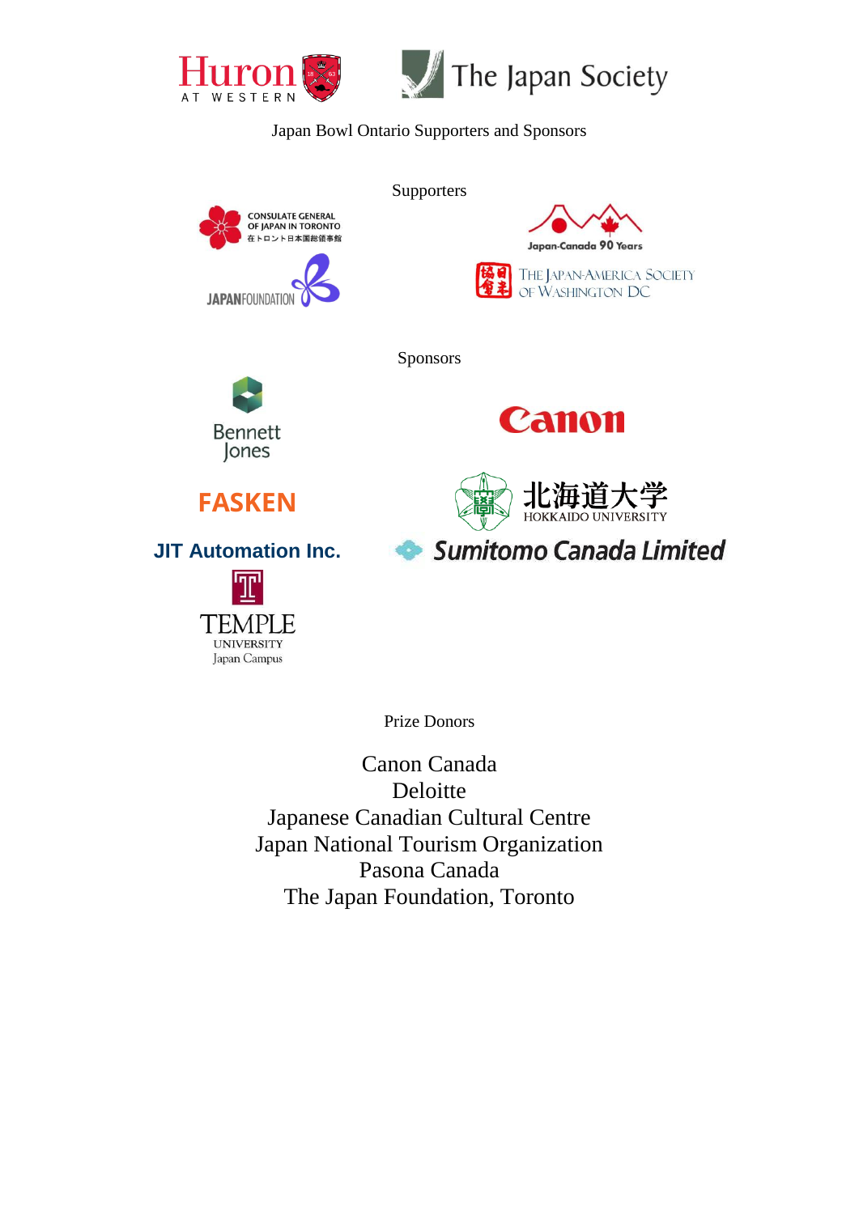Huron AT WESTERN

The Japan Society

Japan Bowl Ontario Supporters and Sponsors

## Supporters

CONSULATE GENERAL OF JAPAN IN TORONTO 在トロント日本国総領事館

Japan-Canada 90 Years

JAPANFOUNDATION

THE JAPAN-AMERICA SOCIETY OF WASHINGTON DC

## Sponsors

Bennett Jones

Canon

FASKEN

北海道大学 HOKKAIDO UNIVERSITY

JIT Automation Inc.

Sumitomo Canada Limited

TEMPLE UNIVERSITY Japan Campus

## Prize Donors

Canon Canada
Deloitte
Japanese Canadian Cultural Centre
Japan National Tourism Organization
Pasona Canada
The Japan Foundation, Toronto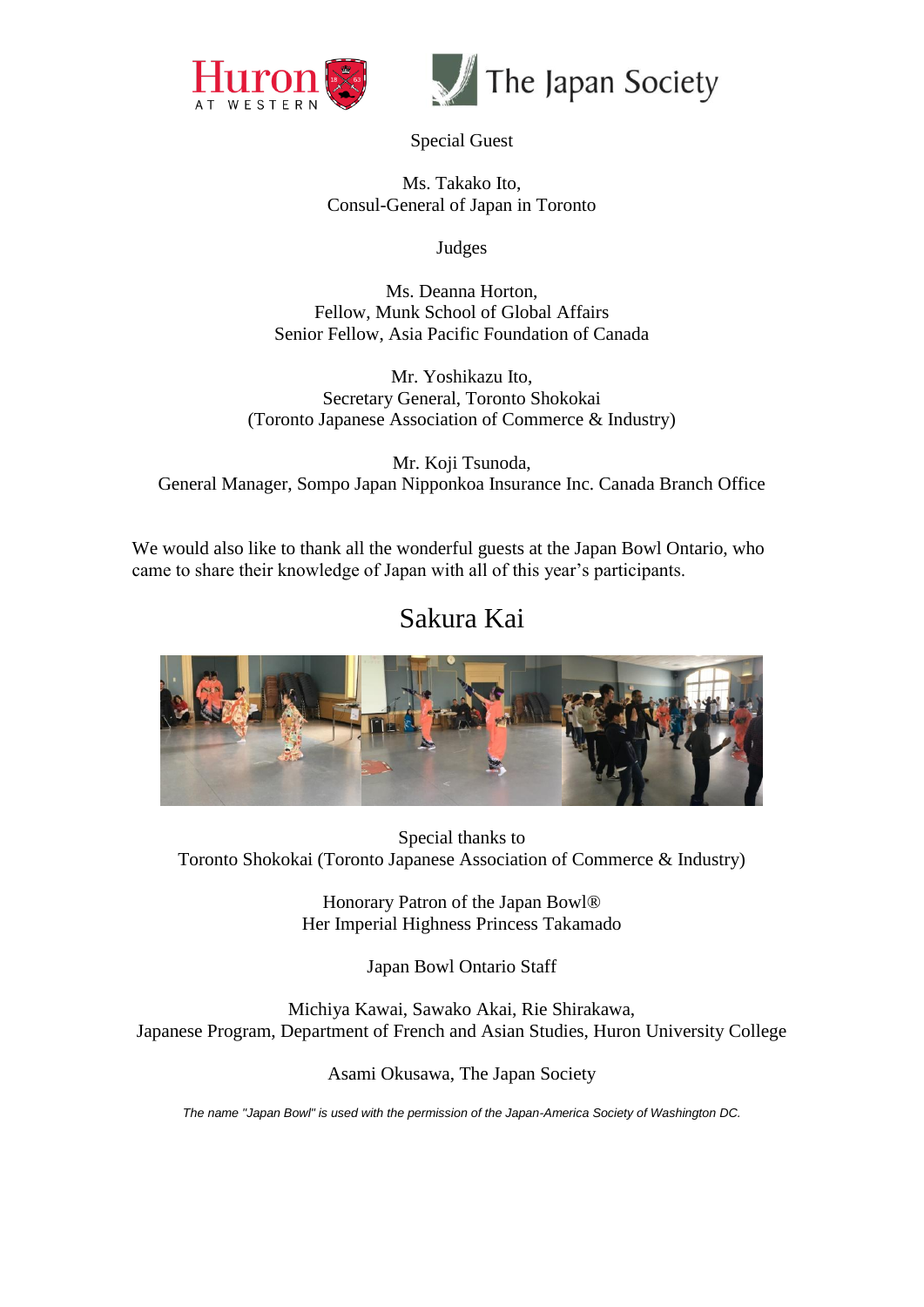Special Guest

Ms. Takako Ito,
Consul-General of Japan in Toronto

Judges

Ms. Deanna Horton,
Fellow, Munk School of Global Affairs
Senior Fellow, Asia Pacific Foundation of Canada

Mr. Yoshikazu Ito,
Secretary General, Toronto Shokokai
(Toronto Japanese Association of Commerce & Industry)

Mr. Koji Tsunoda,
General Manager, Sompo Japan Nipponkoa Insurance Inc. Canada Branch Office

We would also like to thank all the wonderful guests at the Japan Bowl Ontario, who came to share their knowledge of Japan with all of this year's participants.

## Sakura Kai

Special thanks to
Toronto Shokokai (Toronto Japanese Association of Commerce & Industry)

Honorary Patron of the Japan Bowl®
Her Imperial Highness Princess Takamado

Japan Bowl Ontario Staff

Michiya Kawai, Sawako Akai, Rie Shirakawa,
Japanese Program, Department of French and Asian Studies, Huron University College

Asami Okusawa, The Japan Society

*The name "Japan Bowl" is used with the permission of the Japan-America Society of Washington DC.*